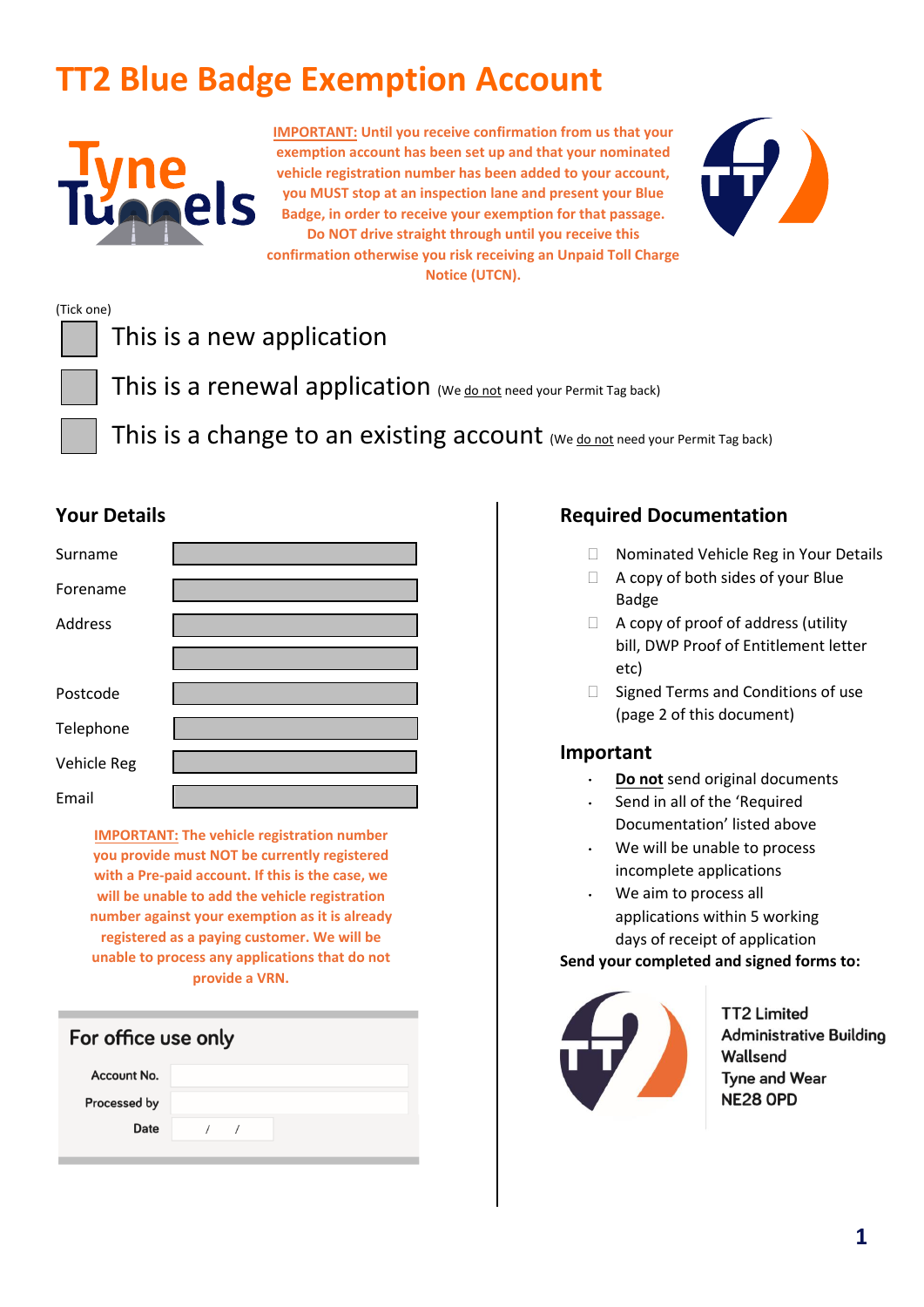# TT2 Blue Badge Exemption Account

**IMPORTANT: Until you receive confirmation from us that your exemption account has been set up and that your nominated vehicle registration number has been added to your account, you MUST stop at an inspection lane and present your Blue Badge, in order to receive your exemption for that passage. Do NOT drive straight through until you receive this confirmation otherwise you risk receiving an Unpaid Toll Charge Notice (UTCN).**

(Tick one)

- ☐ This is a new application
- ☐ This is a renewal application (We do not need your Permit Tag back)
- ☐ This is a change to an existing account (We do not need your Permit Tag back)

## Your Details

| | |
|---|---|
| Surname | |
| Forename | |
| Address | |
| | |
| Postcode | |
| Telephone | |
| Vehicle Reg | |
| Email | |

**IMPORTANT: The vehicle registration number you provide must NOT be currently registered with a Pre-paid account. If this is the case, we will be unable to add the vehicle registration number against your exemption as it is already registered as a paying customer. We will be unable to process any applications that do not provide a VRN.**

### For office use only

| | |
|---|---|
| Account No. | |
| Processed by | |
| Date | / / |

## Required Documentation

- ☐ Nominated Vehicle Reg in Your Details
- ☐ A copy of both sides of your Blue Badge
- ☐ A copy of proof of address (utility bill, DWP Proof of Entitlement letter etc)
- ☐ Signed Terms and Conditions of use (page 2 of this document)

## Important

- **Do not** send original documents
- Send in all of the 'Required Documentation' listed above
- We will be unable to process incomplete applications
- We aim to process all applications within 5 working days of receipt of application

**Send your completed and signed forms to:**

TT2 Limited
Administrative Building
Wallsend
Tyne and Wear
NE28 0PD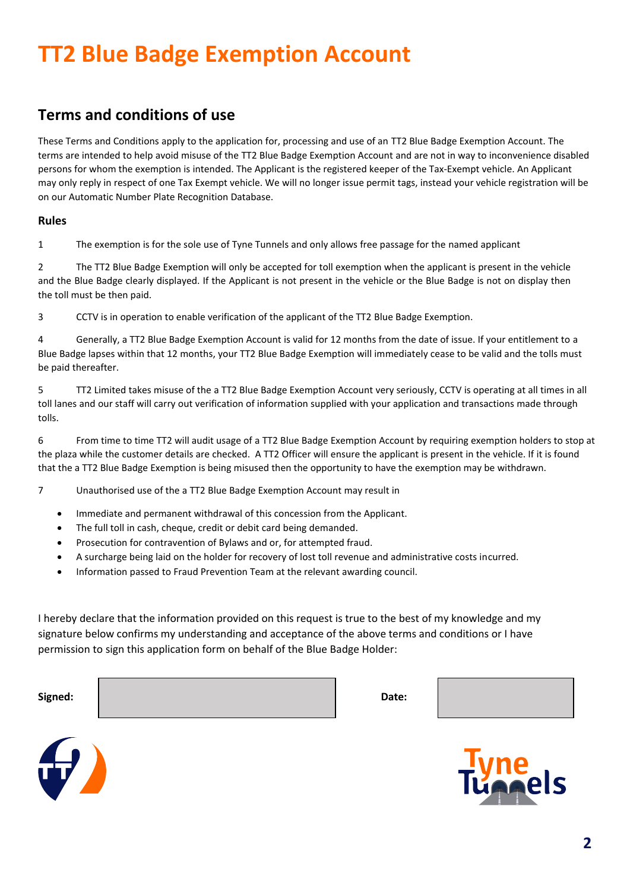# TT2 Blue Badge Exemption Account

## Terms and conditions of use

These Terms and Conditions apply to the application for, processing and use of an TT2 Blue Badge Exemption Account. The terms are intended to help avoid misuse of the TT2 Blue Badge Exemption Account and are not in way to inconvenience disabled persons for whom the exemption is intended. The Applicant is the registered keeper of the Tax-Exempt vehicle. An Applicant may only reply in respect of one Tax Exempt vehicle. We will no longer issue permit tags, instead your vehicle registration will be on our Automatic Number Plate Recognition Database.

### Rules

1 The exemption is for the sole use of Tyne Tunnels and only allows free passage for the named applicant

2 The TT2 Blue Badge Exemption will only be accepted for toll exemption when the applicant is present in the vehicle and the Blue Badge clearly displayed. If the Applicant is not present in the vehicle or the Blue Badge is not on display then the toll must be then paid.

3 CCTV is in operation to enable verification of the applicant of the TT2 Blue Badge Exemption.

4 Generally, a TT2 Blue Badge Exemption Account is valid for 12 months from the date of issue. If your entitlement to a Blue Badge lapses within that 12 months, your TT2 Blue Badge Exemption will immediately cease to be valid and the tolls must be paid thereafter.

5 TT2 Limited takes misuse of the a TT2 Blue Badge Exemption Account very seriously, CCTV is operating at all times in all toll lanes and our staff will carry out verification of information supplied with your application and transactions made through tolls.

6 From time to time TT2 will audit usage of a TT2 Blue Badge Exemption Account by requiring exemption holders to stop at the plaza while the customer details are checked. A TT2 Officer will ensure the applicant is present in the vehicle. If it is found that the a TT2 Blue Badge Exemption is being misused then the opportunity to have the exemption may be withdrawn.

7 Unauthorised use of the a TT2 Blue Badge Exemption Account may result in

- Immediate and permanent withdrawal of this concession from the Applicant.
- The full toll in cash, cheque, credit or debit card being demanded.
- Prosecution for contravention of Bylaws and or, for attempted fraud.
- A surcharge being laid on the holder for recovery of lost toll revenue and administrative costs incurred.
- Information passed to Fraud Prevention Team at the relevant awarding council.

I hereby declare that the information provided on this request is true to the best of my knowledge and my signature below confirms my understanding and acceptance of the above terms and conditions or I have permission to sign this application form on behalf of the Blue Badge Holder:

**Signed:** ____________________ **Date:** ____________